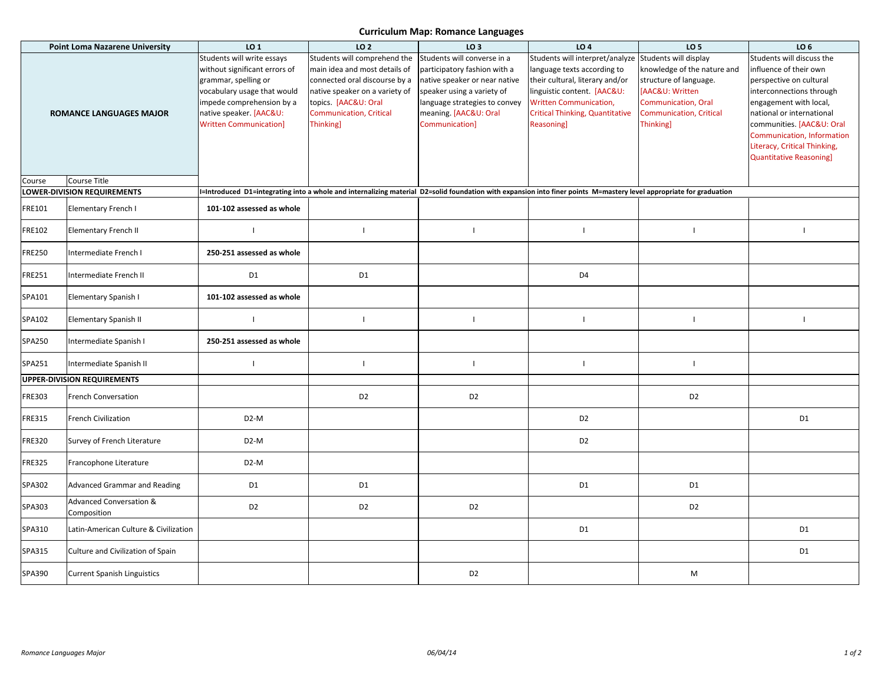# Curriculum Map: Romance Languages

| Point Loma Nazarene University | | LO 1 | LO 2 | LO 3 | LO 4 | LO 5 | LO 6 |
|---|---|---|---|---|---|---|---|
| ROMANCE LANGUAGES MAJOR | | Students will write essays without significant errors of grammar, spelling or vocabulary usage that would impede comprehension by a native speaker. [AAC&U: Written Communication] | Students will comprehend the main idea and most details of connected oral discourse by a native speaker on a variety of topics. [AAC&U: Oral Communication, Critical Thinking] | Students will converse in a participatory fashion with a native speaker or near native speaker using a variety of language strategies to convey meaning. [AAC&U: Oral Communication] | Students will interpret/analyze language texts according to their cultural, literary and/or linguistic content. [AAC&U: Written Communication, Critical Thinking, Quantitative Reasoning] | Students will display knowledge of the nature and structure of language. [AAC&U: Written Communication, Oral Communication, Critical Thinking] | Students will discuss the influence of their own perspective on cultural interconnections through engagement with local, national or international communities. [AAC&U: Oral Communication, Information Literacy, Critical Thinking, Quantitative Reasoning] |
| Course | Course Title | | | | | | |
| **LOWER-DIVISION REQUIREMENTS** | | **I=Introduced D1=integrating into a whole and internalizing material D2=solid foundation with expansion into finer points M=mastery level appropriate for graduation** | | | | | |
| FRE101 | Elementary French I | **101-102 assessed as whole** | | | | | |
| FRE102 | Elementary French II | I | I | I | I | I | I |
| FRE250 | Intermediate French I | **250-251 assessed as whole** | | | | | |
| FRE251 | Intermediate French II | D1 | D1 | | D4 | | |
| SPA101 | Elementary Spanish I | **101-102 assessed as whole** | | | | | |
| SPA102 | Elementary Spanish II | I | I | I | I | I | I |
| SPA250 | Intermediate Spanish I | **250-251 assessed as whole** | | | | | |
| SPA251 | Intermediate Spanish II | I | I | I | I | I | |
| **UPPER-DIVISION REQUIREMENTS** | | | | | | | |
| FRE303 | French Conversation | | D2 | D2 | | D2 | |
| FRE315 | French Civilization | D2-M | | | D2 | | D1 |
| FRE320 | Survey of French Literature | D2-M | | | D2 | | |
| FRE325 | Francophone Literature | D2-M | | | | | |
| SPA302 | Advanced Grammar and Reading | D1 | D1 | | D1 | D1 | |
| SPA303 | Advanced Conversation & Composition | D2 | D2 | D2 | | D2 | |
| SPA310 | Latin-American Culture & Civilization | | | | D1 | | D1 |
| SPA315 | Culture and Civilization of Spain | | | | | | D1 |
| SPA390 | Current Spanish Linguistics | | | D2 | | M | |

*Romance Languages Major* *06/04/14*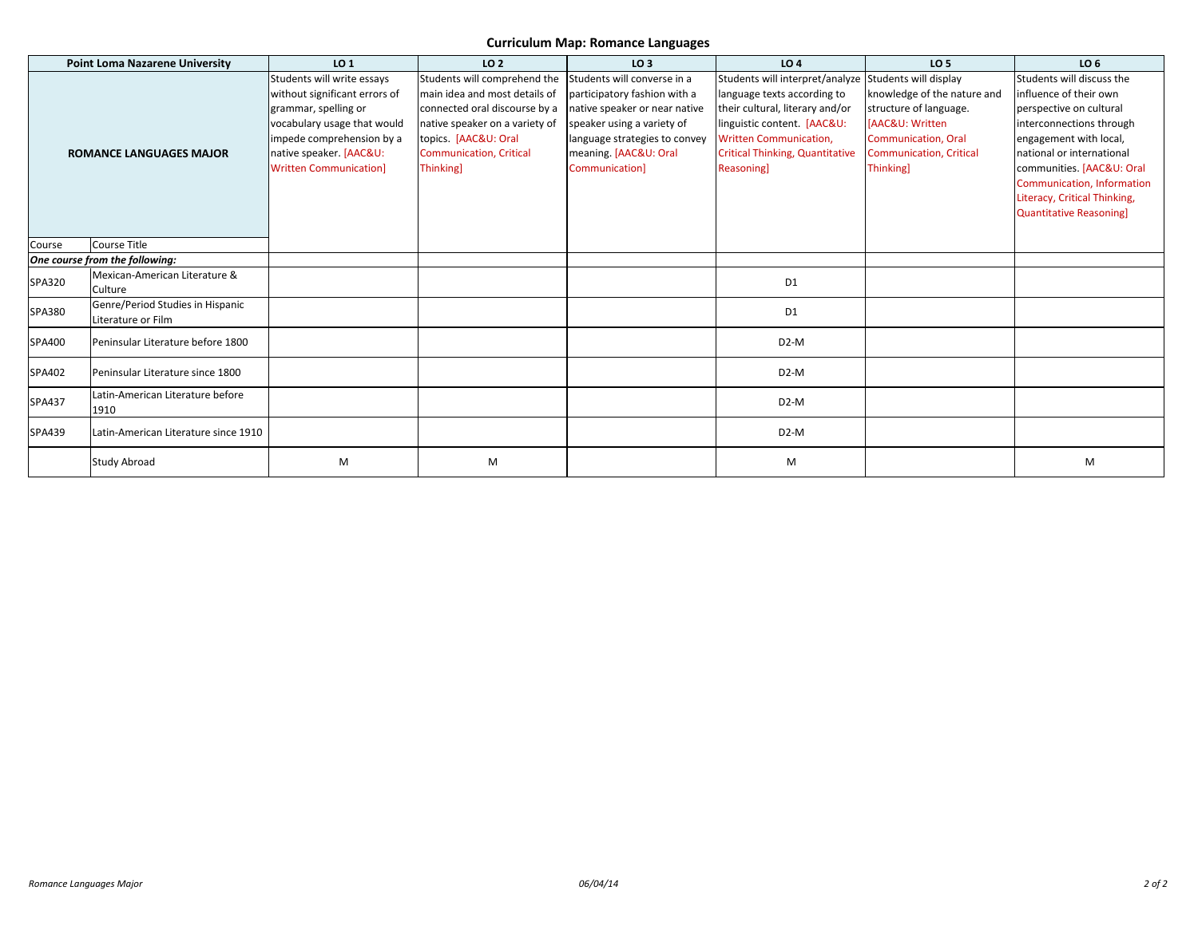## Curriculum Map: Romance Languages

| Point Loma Nazarene University | | LO 1 | LO 2 | LO 3 | LO 4 | LO 5 | LO 6 |
|---|---|---|---|---|---|---|---|
| **ROMANCE LANGUAGES MAJOR** | | Students will write essays without significant errors of grammar, spelling or vocabulary usage that would impede comprehension by a native speaker. [AAC&U: Written Communication] | Students will comprehend the main idea and most details of connected oral discourse by a native speaker on a variety of topics. [AAC&U: Oral Communication, Critical Thinking] | Students will converse in a participatory fashion with a native speaker or near native speaker using a variety of language strategies to convey meaning. [AAC&U: Oral Communication] | Students will interpret/analyze language texts according to their cultural, literary and/or linguistic content. [AAC&U: Written Communication, Critical Thinking, Quantitative Reasoning] | Students will display knowledge of the nature and structure of language. [AAC&U: Written Communication, Oral Communication, Critical Thinking] | Students will discuss the influence of their own perspective on cultural interconnections through engagement with local, national or international communities. [AAC&U: Oral Communication, Information Literacy, Critical Thinking, Quantitative Reasoning] |
| Course | Course Title | | | | | | |
| ***One course from the following:*** | | | | | | | |
| SPA320 | Mexican-American Literature & Culture | | | | D1 | | |
| SPA380 | Genre/Period Studies in Hispanic Literature or Film | | | | D1 | | |
| SPA400 | Peninsular Literature before 1800 | | | | D2-M | | |
| SPA402 | Peninsular Literature since 1800 | | | | D2-M | | |
| SPA437 | Latin-American Literature before 1910 | | | | D2-M | | |
| SPA439 | Latin-American Literature since 1910 | | | | D2-M | | |
| | Study Abroad | M | M | | M | | M |